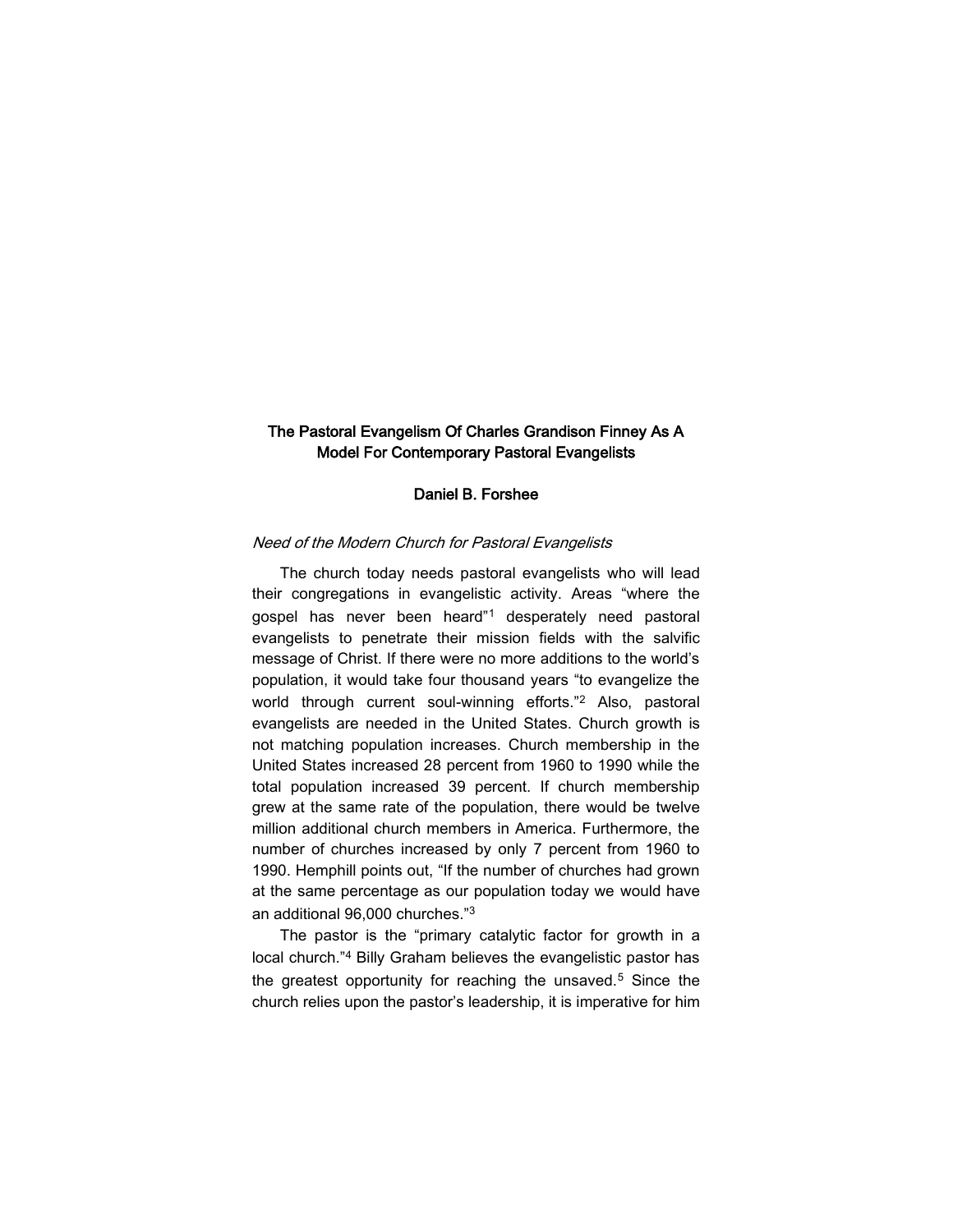# The Pastoral Evangelism Of Charles Grandison Finney As A Model For Contemporary Pastoral Evangelists

**Daniel B. Forshee**

## *Need of the Modern Church for Pastoral Evangelists*

The church today needs pastoral evangelists who will lead their congregations in evangelistic activity. Areas "where the gospel has never been heard"[1] desperately need pastoral evangelists to penetrate their mission fields with the salvific message of Christ. If there were no more additions to the world's population, it would take four thousand years "to evangelize the world through current soul-winning efforts."[2] Also, pastoral evangelists are needed in the United States. Church growth is not matching population increases. Church membership in the United States increased 28 percent from 1960 to 1990 while the total population increased 39 percent. If church membership grew at the same rate of the population, there would be twelve million additional church members in America. Furthermore, the number of churches increased by only 7 percent from 1960 to 1990. Hemphill points out, "If the number of churches had grown at the same percentage as our population today we would have an additional 96,000 churches."[3]

The pastor is the "primary catalytic factor for growth in a local church."[4] Billy Graham believes the evangelistic pastor has the greatest opportunity for reaching the unsaved.[5] Since the church relies upon the pastor's leadership, it is imperative for him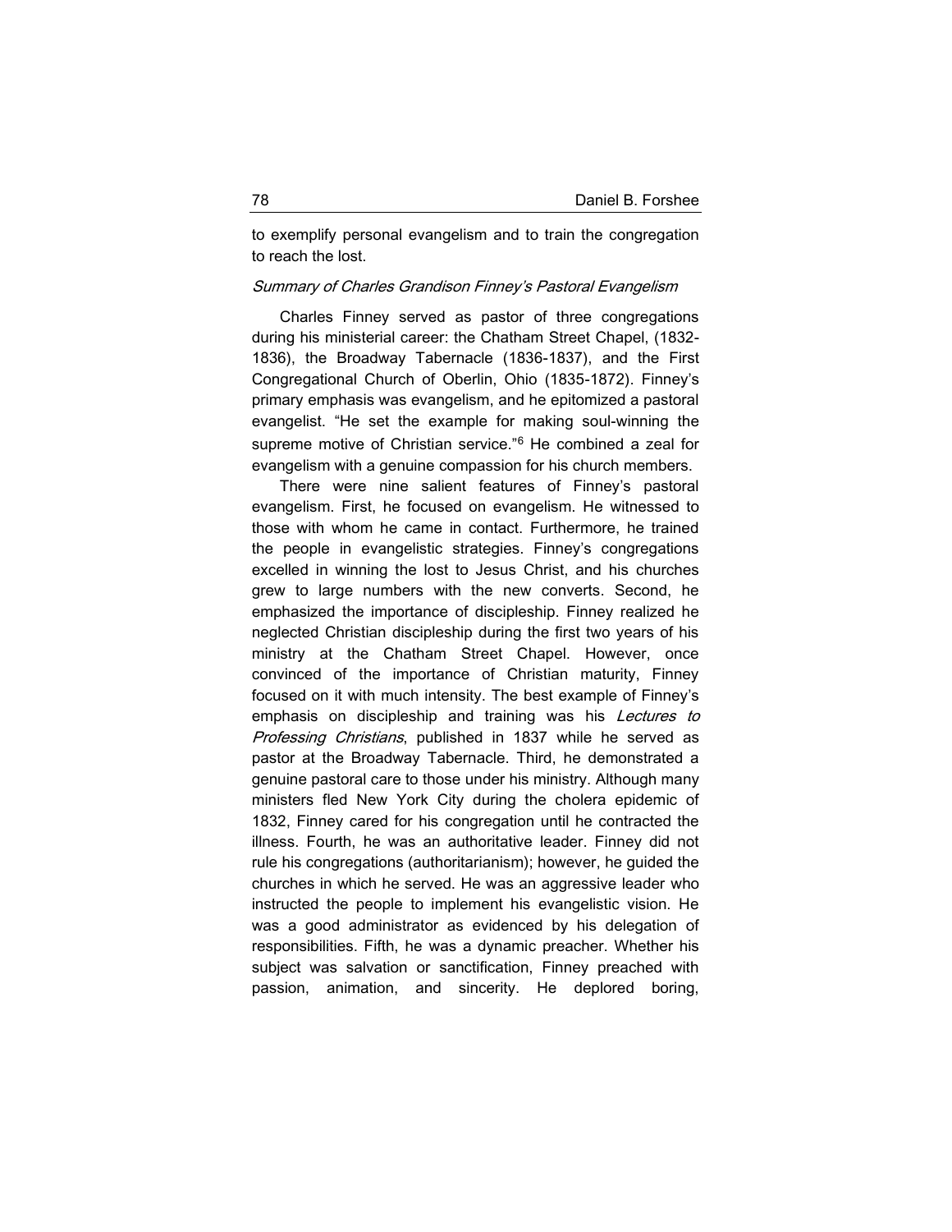to exemplify personal evangelism and to train the congregation to reach the lost.

### *Summary of Charles Grandison Finney's Pastoral Evangelism*

Charles Finney served as pastor of three congregations during his ministerial career: the Chatham Street Chapel, (1832-1836), the Broadway Tabernacle (1836-1837), and the First Congregational Church of Oberlin, Ohio (1835-1872). Finney's primary emphasis was evangelism, and he epitomized a pastoral evangelist. "He set the example for making soul-winning the supreme motive of Christian service."[6] He combined a zeal for evangelism with a genuine compassion for his church members.

There were nine salient features of Finney's pastoral evangelism. First, he focused on evangelism. He witnessed to those with whom he came in contact. Furthermore, he trained the people in evangelistic strategies. Finney's congregations excelled in winning the lost to Jesus Christ, and his churches grew to large numbers with the new converts. Second, he emphasized the importance of discipleship. Finney realized he neglected Christian discipleship during the first two years of his ministry at the Chatham Street Chapel. However, once convinced of the importance of Christian maturity, Finney focused on it with much intensity. The best example of Finney's emphasis on discipleship and training was his *Lectures to Professing Christians*, published in 1837 while he served as pastor at the Broadway Tabernacle. Third, he demonstrated a genuine pastoral care to those under his ministry. Although many ministers fled New York City during the cholera epidemic of 1832, Finney cared for his congregation until he contracted the illness. Fourth, he was an authoritative leader. Finney did not rule his congregations (authoritarianism); however, he guided the churches in which he served. He was an aggressive leader who instructed the people to implement his evangelistic vision. He was a good administrator as evidenced by his delegation of responsibilities. Fifth, he was a dynamic preacher. Whether his subject was salvation or sanctification, Finney preached with passion, animation, and sincerity. He deplored boring,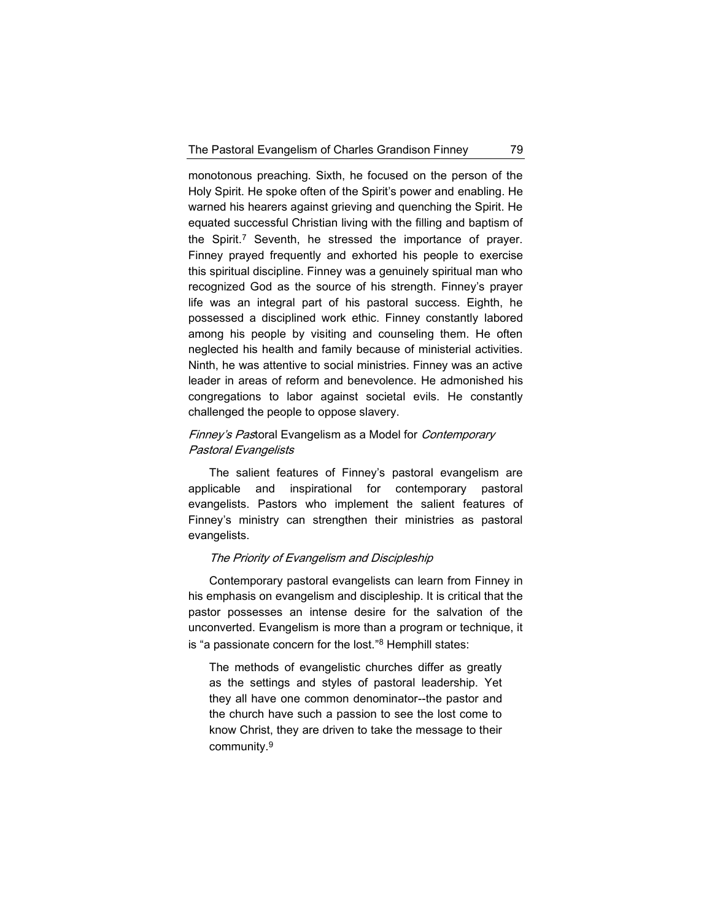monotonous preaching. Sixth, he focused on the person of the Holy Spirit. He spoke often of the Spirit's power and enabling. He warned his hearers against grieving and quenching the Spirit. He equated successful Christian living with the filling and baptism of the Spirit.[7] Seventh, he stressed the importance of prayer. Finney prayed frequently and exhorted his people to exercise this spiritual discipline. Finney was a genuinely spiritual man who recognized God as the source of his strength. Finney's prayer life was an integral part of his pastoral success. Eighth, he possessed a disciplined work ethic. Finney constantly labored among his people by visiting and counseling them. He often neglected his health and family because of ministerial activities. Ninth, he was attentive to social ministries. Finney was an active leader in areas of reform and benevolence. He admonished his congregations to labor against societal evils. He constantly challenged the people to oppose slavery.

## *Finney's Pastoral Evangelism as a Model for Contemporary Pastoral Evangelists*

The salient features of Finney's pastoral evangelism are applicable and inspirational for contemporary pastoral evangelists. Pastors who implement the salient features of Finney's ministry can strengthen their ministries as pastoral evangelists.

### *The Priority of Evangelism and Discipleship*

Contemporary pastoral evangelists can learn from Finney in his emphasis on evangelism and discipleship. It is critical that the pastor possesses an intense desire for the salvation of the unconverted. Evangelism is more than a program or technique, it is "a passionate concern for the lost."[8] Hemphill states:

> The methods of evangelistic churches differ as greatly as the settings and styles of pastoral leadership. Yet they all have one common denominator--the pastor and the church have such a passion to see the lost come to know Christ, they are driven to take the message to their community.[9]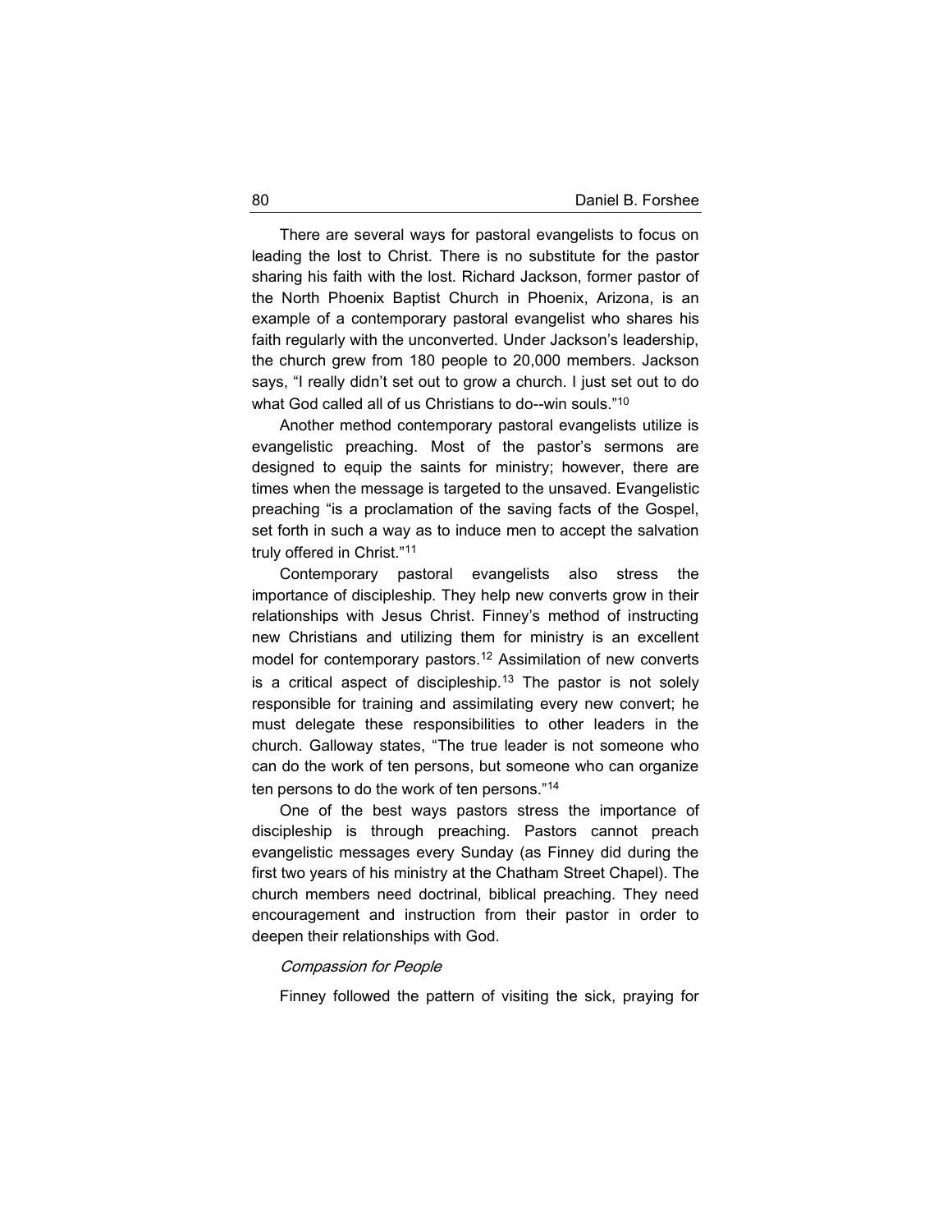There are several ways for pastoral evangelists to focus on leading the lost to Christ. There is no substitute for the pastor sharing his faith with the lost. Richard Jackson, former pastor of the North Phoenix Baptist Church in Phoenix, Arizona, is an example of a contemporary pastoral evangelist who shares his faith regularly with the unconverted. Under Jackson's leadership, the church grew from 180 people to 20,000 members. Jackson says, "I really didn't set out to grow a church. I just set out to do what God called all of us Christians to do--win souls."[10]

Another method contemporary pastoral evangelists utilize is evangelistic preaching. Most of the pastor's sermons are designed to equip the saints for ministry; however, there are times when the message is targeted to the unsaved. Evangelistic preaching "is a proclamation of the saving facts of the Gospel, set forth in such a way as to induce men to accept the salvation truly offered in Christ."[11]

Contemporary pastoral evangelists also stress the importance of discipleship. They help new converts grow in their relationships with Jesus Christ. Finney's method of instructing new Christians and utilizing them for ministry is an excellent model for contemporary pastors.[12] Assimilation of new converts is a critical aspect of discipleship.[13] The pastor is not solely responsible for training and assimilating every new convert; he must delegate these responsibilities to other leaders in the church. Galloway states, "The true leader is not someone who can do the work of ten persons, but someone who can organize ten persons to do the work of ten persons."[14]

One of the best ways pastors stress the importance of discipleship is through preaching. Pastors cannot preach evangelistic messages every Sunday (as Finney did during the first two years of his ministry at the Chatham Street Chapel). The church members need doctrinal, biblical preaching. They need encouragement and instruction from their pastor in order to deepen their relationships with God.

*Compassion for People*

Finney followed the pattern of visiting the sick, praying for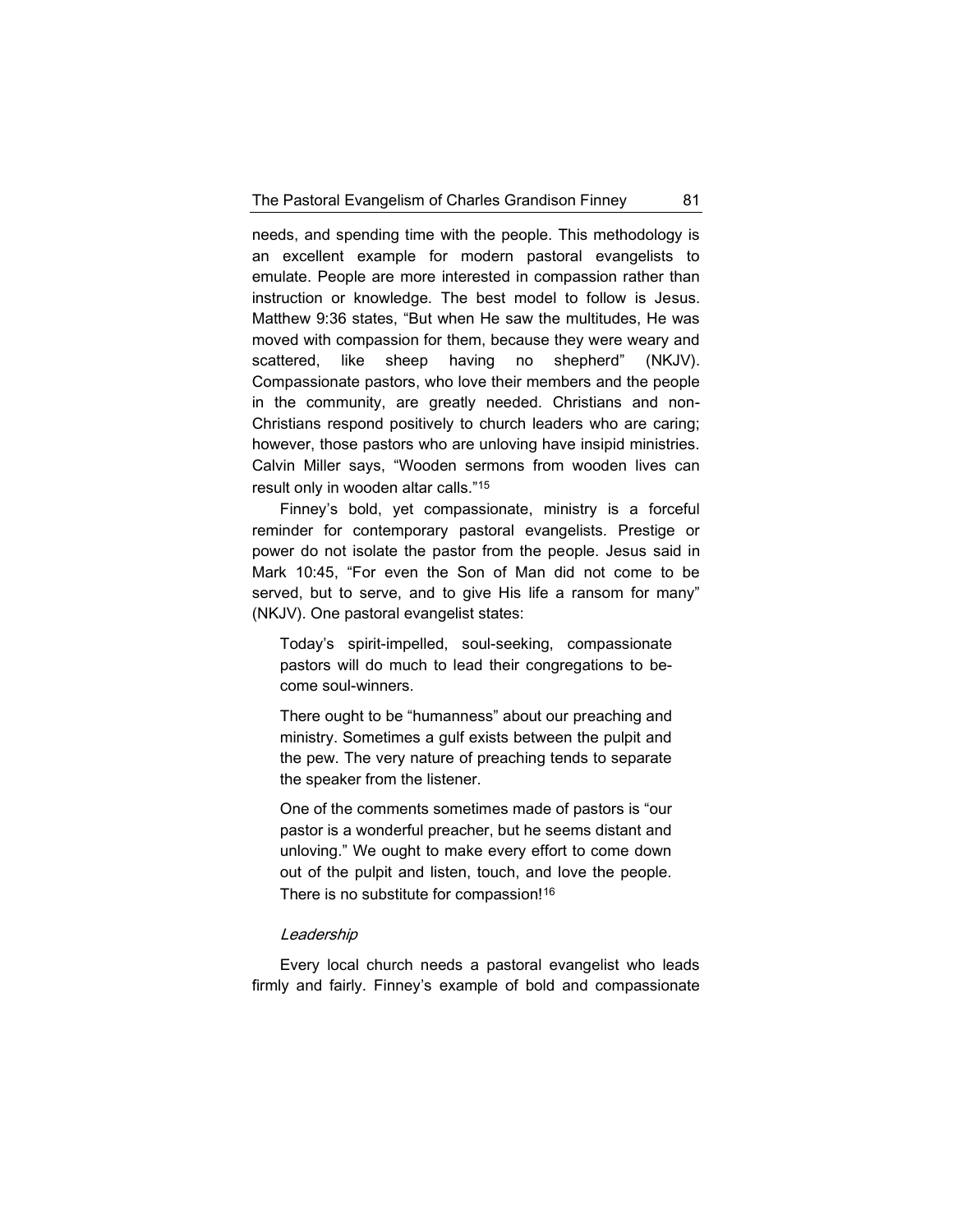needs, and spending time with the people. This methodology is an excellent example for modern pastoral evangelists to emulate. People are more interested in compassion rather than instruction or knowledge. The best model to follow is Jesus. Matthew 9:36 states, "But when He saw the multitudes, He was moved with compassion for them, because they were weary and scattered, like sheep having no shepherd" (NKJV). Compassionate pastors, who love their members and the people in the community, are greatly needed. Christians and non-Christians respond positively to church leaders who are caring; however, those pastors who are unloving have insipid ministries. Calvin Miller says, "Wooden sermons from wooden lives can result only in wooden altar calls."[15]

Finney's bold, yet compassionate, ministry is a forceful reminder for contemporary pastoral evangelists. Prestige or power do not isolate the pastor from the people. Jesus said in Mark 10:45, "For even the Son of Man did not come to be served, but to serve, and to give His life a ransom for many" (NKJV). One pastoral evangelist states:

> Today's spirit-impelled, soul-seeking, compassionate pastors will do much to lead their congregations to become soul-winners.
>
> There ought to be "humanness" about our preaching and ministry. Sometimes a gulf exists between the pulpit and the pew. The very nature of preaching tends to separate the speaker from the listener.
>
> One of the comments sometimes made of pastors is "our pastor is a wonderful preacher, but he seems distant and unloving." We ought to make every effort to come down out of the pulpit and listen, touch, and love the people. There is no substitute for compassion![16]

*Leadership*

Every local church needs a pastoral evangelist who leads firmly and fairly. Finney's example of bold and compassionate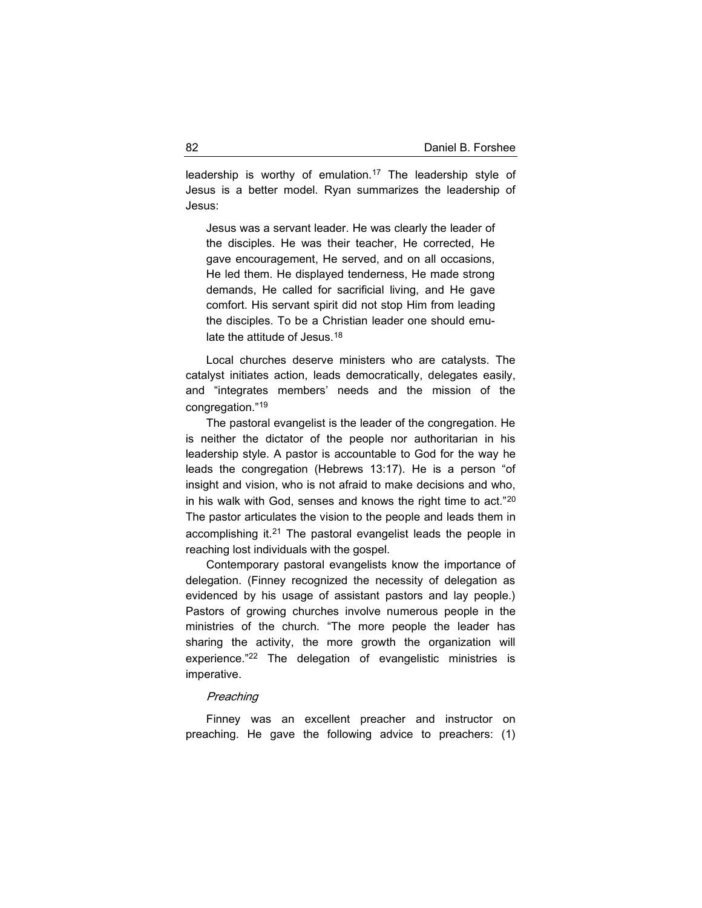leadership is worthy of emulation.[17] The leadership style of Jesus is a better model. Ryan summarizes the leadership of Jesus:

> Jesus was a servant leader. He was clearly the leader of the disciples. He was their teacher, He corrected, He gave encouragement, He served, and on all occasions, He led them. He displayed tenderness, He made strong demands, He called for sacrificial living, and He gave comfort. His servant spirit did not stop Him from leading the disciples. To be a Christian leader one should emulate the attitude of Jesus.[18]

Local churches deserve ministers who are catalysts. The catalyst initiates action, leads democratically, delegates easily, and "integrates members' needs and the mission of the congregation."[19]

The pastoral evangelist is the leader of the congregation. He is neither the dictator of the people nor authoritarian in his leadership style. A pastor is accountable to God for the way he leads the congregation (Hebrews 13:17). He is a person "of insight and vision, who is not afraid to make decisions and who, in his walk with God, senses and knows the right time to act."[20] The pastor articulates the vision to the people and leads them in accomplishing it.[21] The pastoral evangelist leads the people in reaching lost individuals with the gospel.

Contemporary pastoral evangelists know the importance of delegation. (Finney recognized the necessity of delegation as evidenced by his usage of assistant pastors and lay people.) Pastors of growing churches involve numerous people in the ministries of the church. "The more people the leader has sharing the activity, the more growth the organization will experience."[22] The delegation of evangelistic ministries is imperative.

*Preaching*

Finney was an excellent preacher and instructor on preaching. He gave the following advice to preachers: (1)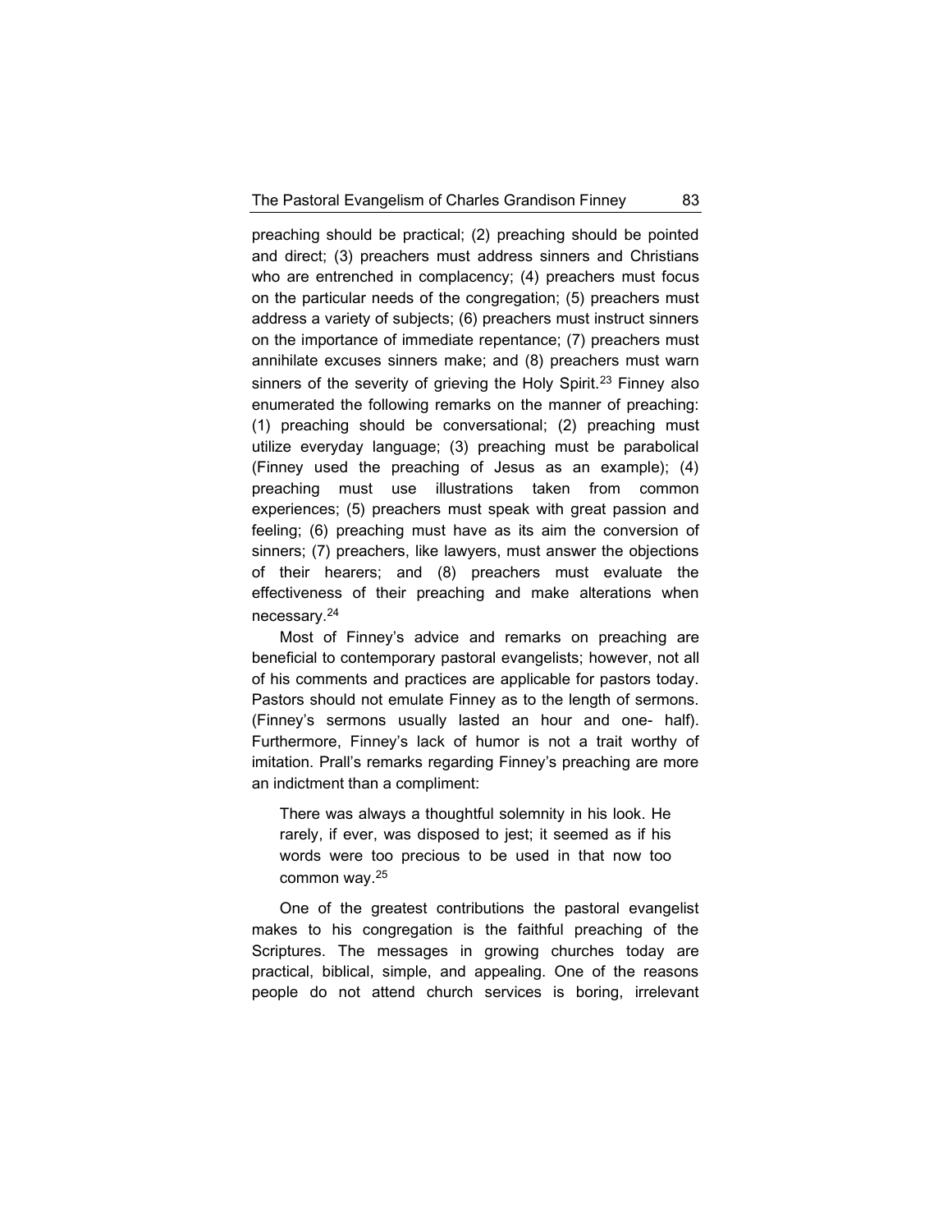preaching should be practical; (2) preaching should be pointed and direct; (3) preachers must address sinners and Christians who are entrenched in complacency; (4) preachers must focus on the particular needs of the congregation; (5) preachers must address a variety of subjects; (6) preachers must instruct sinners on the importance of immediate repentance; (7) preachers must annihilate excuses sinners make; and (8) preachers must warn sinners of the severity of grieving the Holy Spirit.[23] Finney also enumerated the following remarks on the manner of preaching: (1) preaching should be conversational; (2) preaching must utilize everyday language; (3) preaching must be parabolical (Finney used the preaching of Jesus as an example); (4) preaching must use illustrations taken from common experiences; (5) preachers must speak with great passion and feeling; (6) preaching must have as its aim the conversion of sinners; (7) preachers, like lawyers, must answer the objections of their hearers; and (8) preachers must evaluate the effectiveness of their preaching and make alterations when necessary.[24]

Most of Finney's advice and remarks on preaching are beneficial to contemporary pastoral evangelists; however, not all of his comments and practices are applicable for pastors today. Pastors should not emulate Finney as to the length of sermons. (Finney's sermons usually lasted an hour and one- half). Furthermore, Finney's lack of humor is not a trait worthy of imitation. Prall's remarks regarding Finney's preaching are more an indictment than a compliment:

> There was always a thoughtful solemnity in his look. He rarely, if ever, was disposed to jest; it seemed as if his words were too precious to be used in that now too common way.[25]

One of the greatest contributions the pastoral evangelist makes to his congregation is the faithful preaching of the Scriptures. The messages in growing churches today are practical, biblical, simple, and appealing. One of the reasons people do not attend church services is boring, irrelevant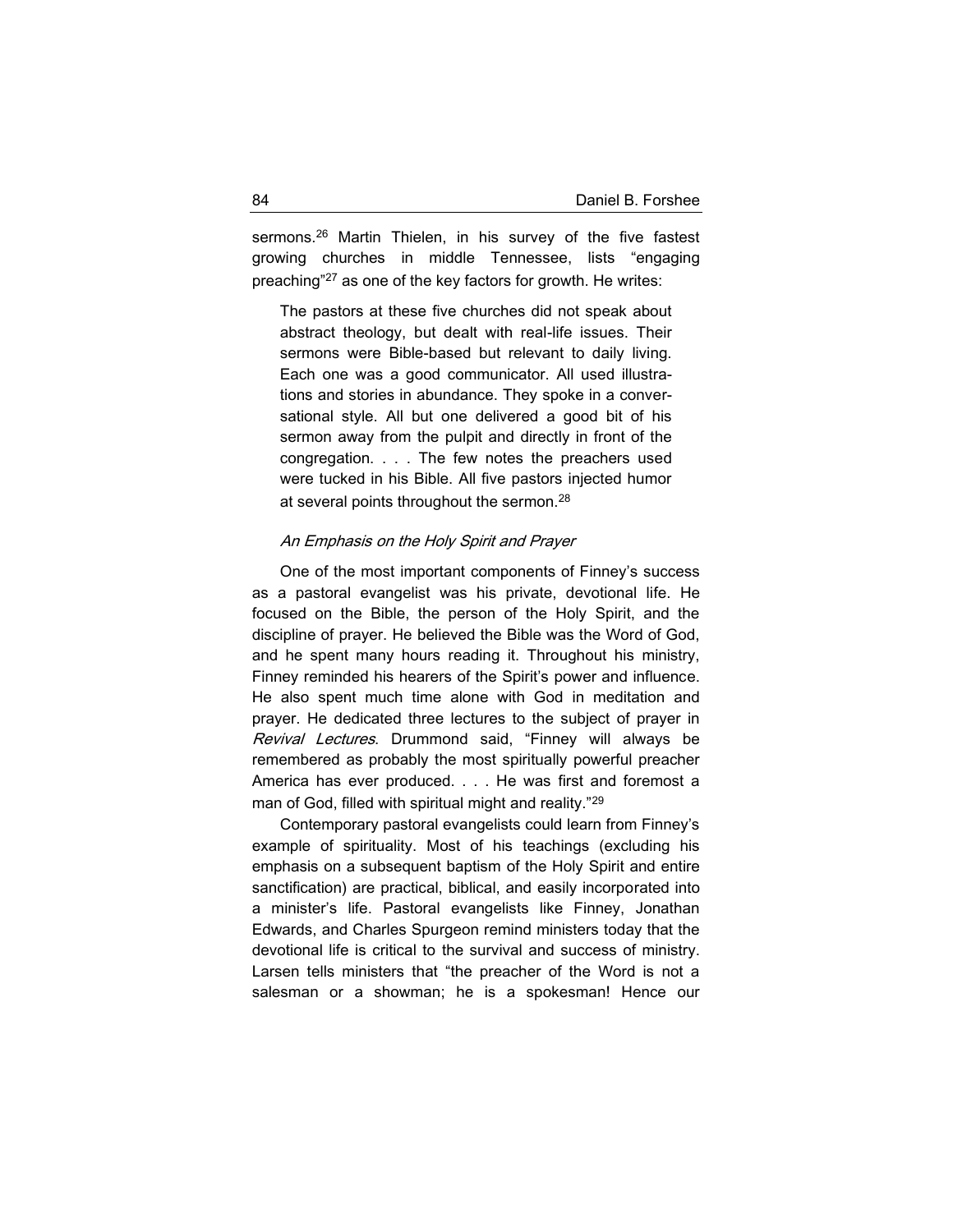sermons.[26] Martin Thielen, in his survey of the five fastest growing churches in middle Tennessee, lists "engaging preaching"[27] as one of the key factors for growth. He writes:

> The pastors at these five churches did not speak about abstract theology, but dealt with real-life issues. Their sermons were Bible-based but relevant to daily living. Each one was a good communicator. All used illustrations and stories in abundance. They spoke in a conversational style. All but one delivered a good bit of his sermon away from the pulpit and directly in front of the congregation. . . . The few notes the preachers used were tucked in his Bible. All five pastors injected humor at several points throughout the sermon.[28]

### *An Emphasis on the Holy Spirit and Prayer*

One of the most important components of Finney's success as a pastoral evangelist was his private, devotional life. He focused on the Bible, the person of the Holy Spirit, and the discipline of prayer. He believed the Bible was the Word of God, and he spent many hours reading it. Throughout his ministry, Finney reminded his hearers of the Spirit's power and influence. He also spent much time alone with God in meditation and prayer. He dedicated three lectures to the subject of prayer in *Revival Lectures*. Drummond said, "Finney will always be remembered as probably the most spiritually powerful preacher America has ever produced. . . . He was first and foremost a man of God, filled with spiritual might and reality."[29]

Contemporary pastoral evangelists could learn from Finney's example of spirituality. Most of his teachings (excluding his emphasis on a subsequent baptism of the Holy Spirit and entire sanctification) are practical, biblical, and easily incorporated into a minister's life. Pastoral evangelists like Finney, Jonathan Edwards, and Charles Spurgeon remind ministers today that the devotional life is critical to the survival and success of ministry. Larsen tells ministers that "the preacher of the Word is not a salesman or a showman; he is a spokesman! Hence our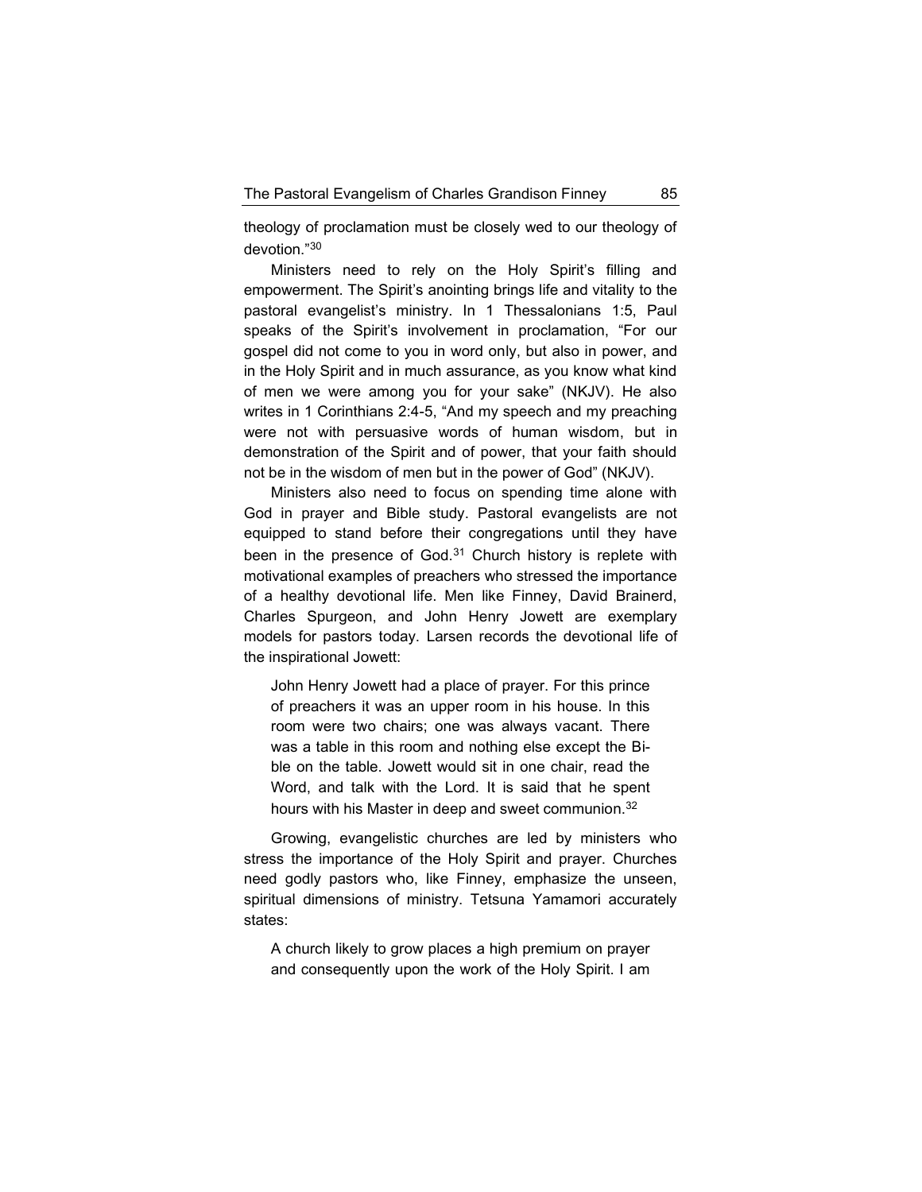theology of proclamation must be closely wed to our theology of devotion."[30]

Ministers need to rely on the Holy Spirit's filling and empowerment. The Spirit's anointing brings life and vitality to the pastoral evangelist's ministry. In 1 Thessalonians 1:5, Paul speaks of the Spirit's involvement in proclamation, "For our gospel did not come to you in word only, but also in power, and in the Holy Spirit and in much assurance, as you know what kind of men we were among you for your sake" (NKJV). He also writes in 1 Corinthians 2:4-5, "And my speech and my preaching were not with persuasive words of human wisdom, but in demonstration of the Spirit and of power, that your faith should not be in the wisdom of men but in the power of God" (NKJV).

Ministers also need to focus on spending time alone with God in prayer and Bible study. Pastoral evangelists are not equipped to stand before their congregations until they have been in the presence of God.[31] Church history is replete with motivational examples of preachers who stressed the importance of a healthy devotional life. Men like Finney, David Brainerd, Charles Spurgeon, and John Henry Jowett are exemplary models for pastors today. Larsen records the devotional life of the inspirational Jowett:

> John Henry Jowett had a place of prayer. For this prince of preachers it was an upper room in his house. In this room were two chairs; one was always vacant. There was a table in this room and nothing else except the Bible on the table. Jowett would sit in one chair, read the Word, and talk with the Lord. It is said that he spent hours with his Master in deep and sweet communion.[32]

Growing, evangelistic churches are led by ministers who stress the importance of the Holy Spirit and prayer. Churches need godly pastors who, like Finney, emphasize the unseen, spiritual dimensions of ministry. Tetsuna Yamamori accurately states:

> A church likely to grow places a high premium on prayer and consequently upon the work of the Holy Spirit. I am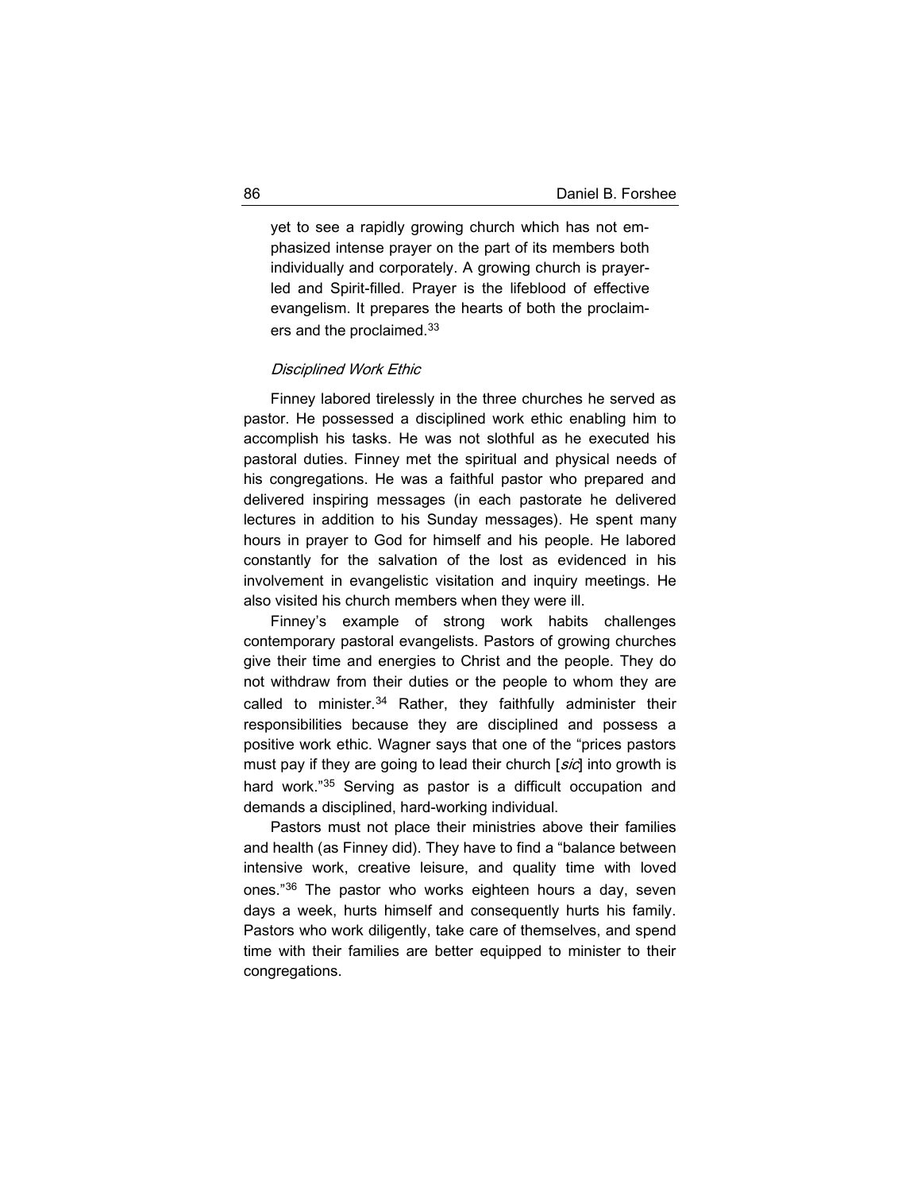> yet to see a rapidly growing church which has not emphasized intense prayer on the part of its members both individually and corporately. A growing church is prayer-led and Spirit-filled. Prayer is the lifeblood of effective evangelism. It prepares the hearts of both the proclaimers and the proclaimed.[33]

*Disciplined Work Ethic*

Finney labored tirelessly in the three churches he served as pastor. He possessed a disciplined work ethic enabling him to accomplish his tasks. He was not slothful as he executed his pastoral duties. Finney met the spiritual and physical needs of his congregations. He was a faithful pastor who prepared and delivered inspiring messages (in each pastorate he delivered lectures in addition to his Sunday messages). He spent many hours in prayer to God for himself and his people. He labored constantly for the salvation of the lost as evidenced in his involvement in evangelistic visitation and inquiry meetings. He also visited his church members when they were ill.

Finney's example of strong work habits challenges contemporary pastoral evangelists. Pastors of growing churches give their time and energies to Christ and the people. They do not withdraw from their duties or the people to whom they are called to minister.[34] Rather, they faithfully administer their responsibilities because they are disciplined and possess a positive work ethic. Wagner says that one of the "prices pastors must pay if they are going to lead their church [*sic*] into growth is hard work."[35] Serving as pastor is a difficult occupation and demands a disciplined, hard-working individual.

Pastors must not place their ministries above their families and health (as Finney did). They have to find a "balance between intensive work, creative leisure, and quality time with loved ones."[36] The pastor who works eighteen hours a day, seven days a week, hurts himself and consequently hurts his family. Pastors who work diligently, take care of themselves, and spend time with their families are better equipped to minister to their congregations.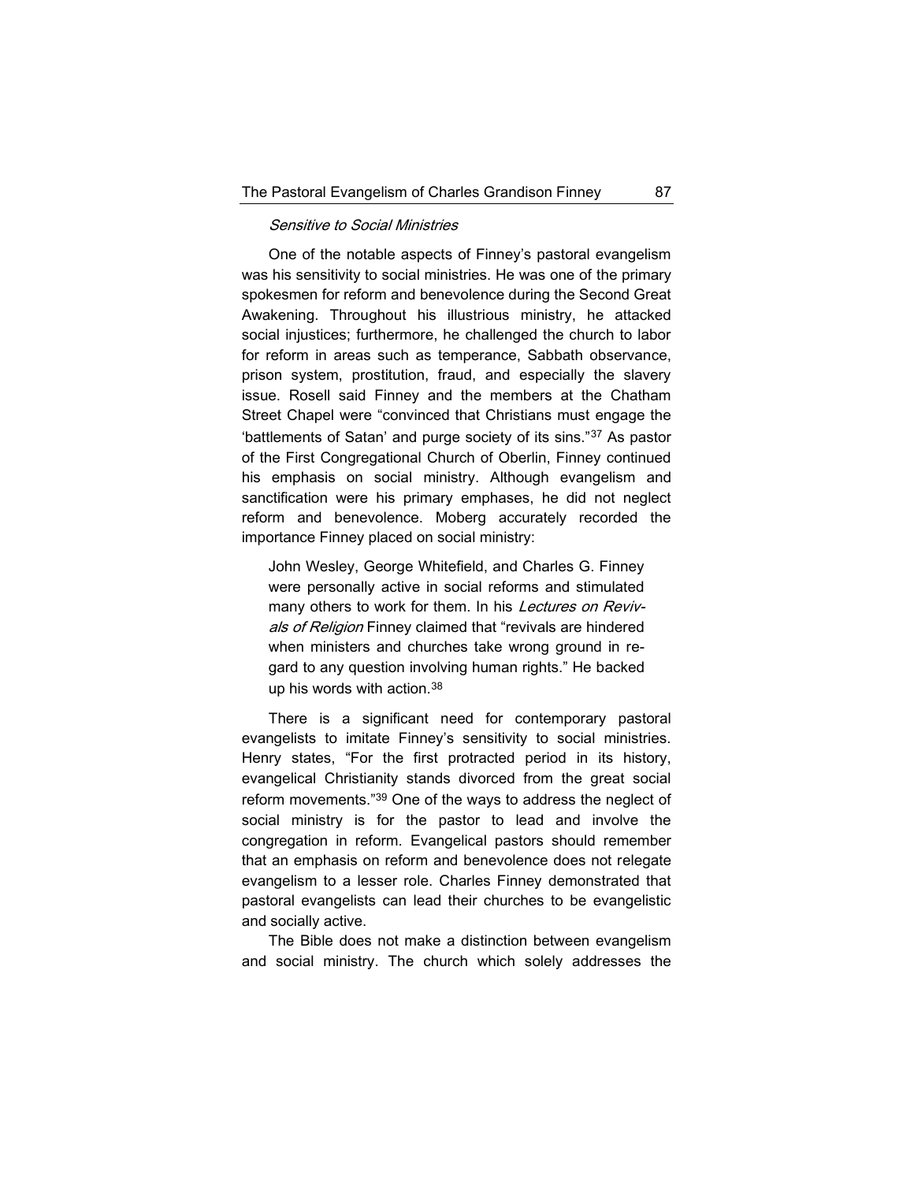*Sensitive to Social Ministries*

One of the notable aspects of Finney's pastoral evangelism was his sensitivity to social ministries. He was one of the primary spokesmen for reform and benevolence during the Second Great Awakening. Throughout his illustrious ministry, he attacked social injustices; furthermore, he challenged the church to labor for reform in areas such as temperance, Sabbath observance, prison system, prostitution, fraud, and especially the slavery issue. Rosell said Finney and the members at the Chatham Street Chapel were "convinced that Christians must engage the 'battlements of Satan' and purge society of its sins."[37] As pastor of the First Congregational Church of Oberlin, Finney continued his emphasis on social ministry. Although evangelism and sanctification were his primary emphases, he did not neglect reform and benevolence. Moberg accurately recorded the importance Finney placed on social ministry:

> John Wesley, George Whitefield, and Charles G. Finney were personally active in social reforms and stimulated many others to work for them. In his *Lectures on Revivals of Religion* Finney claimed that "revivals are hindered when ministers and churches take wrong ground in regard to any question involving human rights." He backed up his words with action.[38]

There is a significant need for contemporary pastoral evangelists to imitate Finney's sensitivity to social ministries. Henry states, "For the first protracted period in its history, evangelical Christianity stands divorced from the great social reform movements."[39] One of the ways to address the neglect of social ministry is for the pastor to lead and involve the congregation in reform. Evangelical pastors should remember that an emphasis on reform and benevolence does not relegate evangelism to a lesser role. Charles Finney demonstrated that pastoral evangelists can lead their churches to be evangelistic and socially active.

The Bible does not make a distinction between evangelism and social ministry. The church which solely addresses the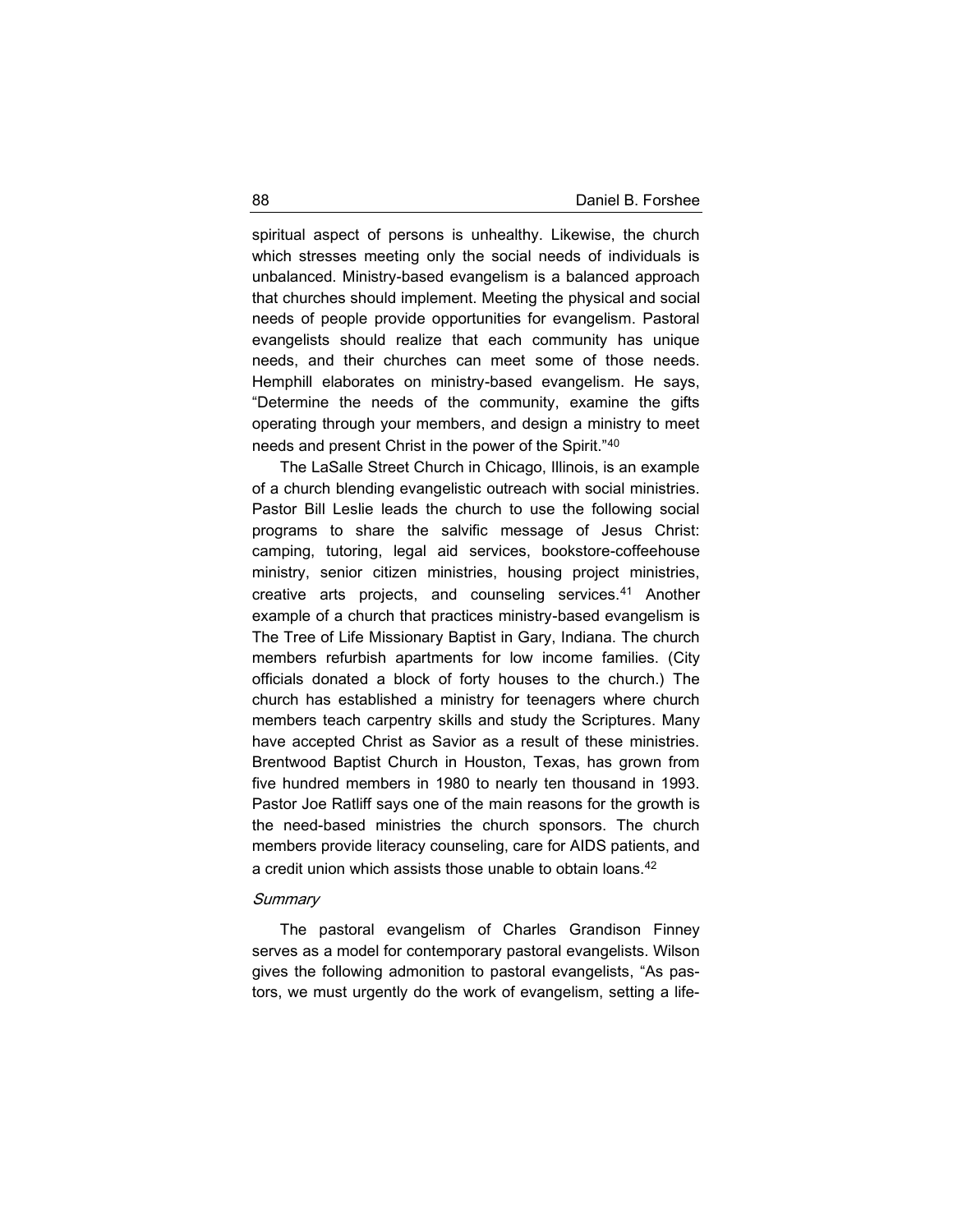spiritual aspect of persons is unhealthy. Likewise, the church which stresses meeting only the social needs of individuals is unbalanced. Ministry-based evangelism is a balanced approach that churches should implement. Meeting the physical and social needs of people provide opportunities for evangelism. Pastoral evangelists should realize that each community has unique needs, and their churches can meet some of those needs. Hemphill elaborates on ministry-based evangelism. He says, "Determine the needs of the community, examine the gifts operating through your members, and design a ministry to meet needs and present Christ in the power of the Spirit."[40]

The LaSalle Street Church in Chicago, Illinois, is an example of a church blending evangelistic outreach with social ministries. Pastor Bill Leslie leads the church to use the following social programs to share the salvific message of Jesus Christ: camping, tutoring, legal aid services, bookstore-coffeehouse ministry, senior citizen ministries, housing project ministries, creative arts projects, and counseling services.[41] Another example of a church that practices ministry-based evangelism is The Tree of Life Missionary Baptist in Gary, Indiana. The church members refurbish apartments for low income families. (City officials donated a block of forty houses to the church.) The church has established a ministry for teenagers where church members teach carpentry skills and study the Scriptures. Many have accepted Christ as Savior as a result of these ministries. Brentwood Baptist Church in Houston, Texas, has grown from five hundred members in 1980 to nearly ten thousand in 1993. Pastor Joe Ratliff says one of the main reasons for the growth is the need-based ministries the church sponsors. The church members provide literacy counseling, care for AIDS patients, and a credit union which assists those unable to obtain loans.[42]

*Summary*

The pastoral evangelism of Charles Grandison Finney serves as a model for contemporary pastoral evangelists. Wilson gives the following admonition to pastoral evangelists, "As pastors, we must urgently do the work of evangelism, setting a life-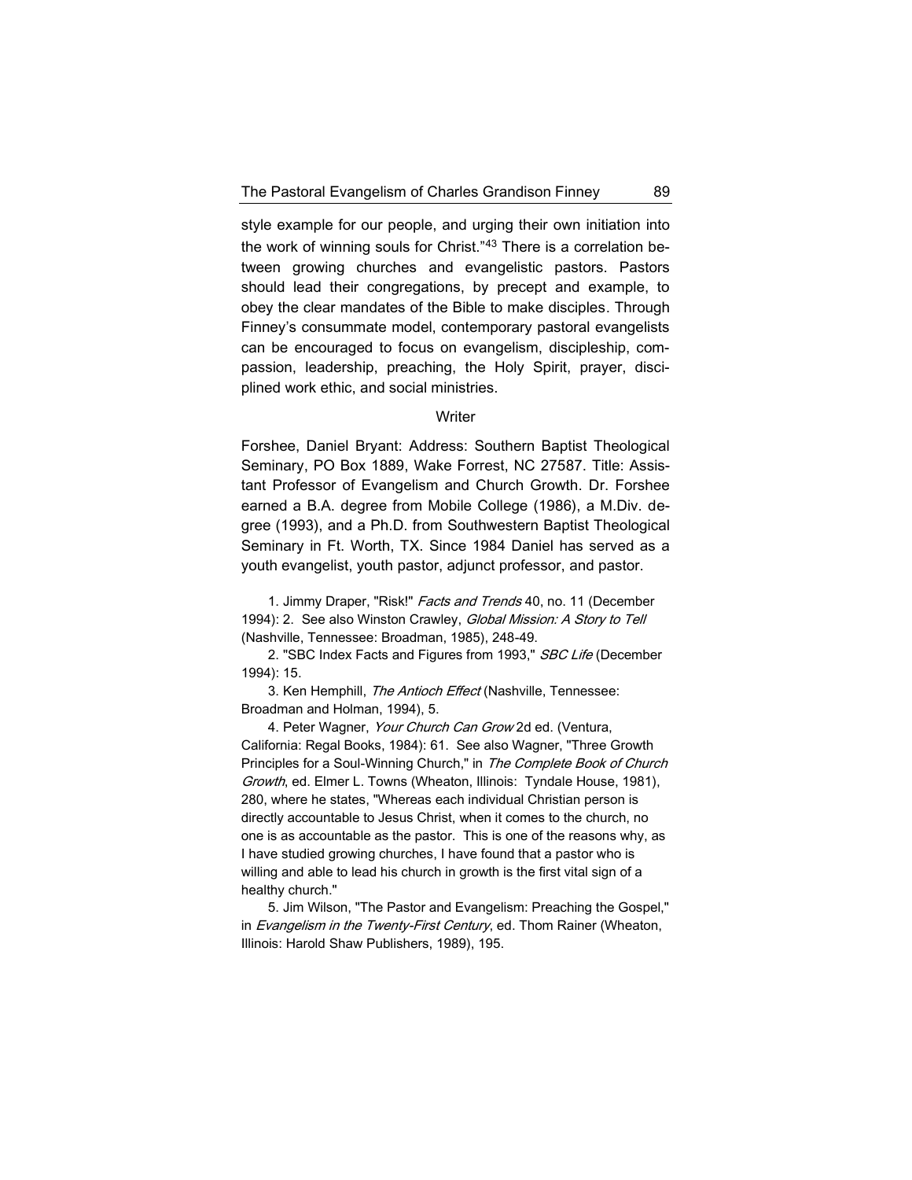style example for our people, and urging their own initiation into the work of winning souls for Christ."[43] There is a correlation between growing churches and evangelistic pastors. Pastors should lead their congregations, by precept and example, to obey the clear mandates of the Bible to make disciples. Through Finney's consummate model, contemporary pastoral evangelists can be encouraged to focus on evangelism, discipleship, compassion, leadership, preaching, the Holy Spirit, prayer, disciplined work ethic, and social ministries.

## Writer

Forshee, Daniel Bryant: Address: Southern Baptist Theological Seminary, PO Box 1889, Wake Forrest, NC 27587. Title: Assistant Professor of Evangelism and Church Growth. Dr. Forshee earned a B.A. degree from Mobile College (1986), a M.Div. degree (1993), and a Ph.D. from Southwestern Baptist Theological Seminary in Ft. Worth, TX. Since 1984 Daniel has served as a youth evangelist, youth pastor, adjunct professor, and pastor.

1. Jimmy Draper, "Risk!" *Facts and Trends* 40, no. 11 (December 1994): 2. See also Winston Crawley, *Global Mission: A Story to Tell* (Nashville, Tennessee: Broadman, 1985), 248-49.

2. "SBC Index Facts and Figures from 1993," *SBC Life* (December 1994): 15.

3. Ken Hemphill, *The Antioch Effect* (Nashville, Tennessee: Broadman and Holman, 1994), 5.

4. Peter Wagner, *Your Church Can Grow* 2d ed. (Ventura, California: Regal Books, 1984): 61. See also Wagner, "Three Growth Principles for a Soul-Winning Church," in *The Complete Book of Church Growth*, ed. Elmer L. Towns (Wheaton, Illinois: Tyndale House, 1981), 280, where he states, "Whereas each individual Christian person is directly accountable to Jesus Christ, when it comes to the church, no one is as accountable as the pastor. This is one of the reasons why, as I have studied growing churches, I have found that a pastor who is willing and able to lead his church in growth is the first vital sign of a healthy church."

5. Jim Wilson, "The Pastor and Evangelism: Preaching the Gospel," in *Evangelism in the Twenty-First Century*, ed. Thom Rainer (Wheaton, Illinois: Harold Shaw Publishers, 1989), 195.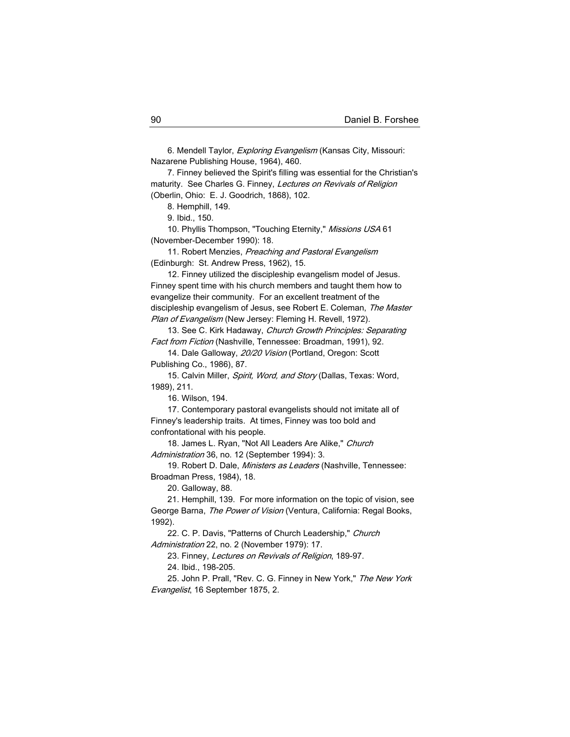6. Mendell Taylor, *Exploring Evangelism* (Kansas City, Missouri: Nazarene Publishing House, 1964), 460.

7. Finney believed the Spirit's filling was essential for the Christian's maturity. See Charles G. Finney, *Lectures on Revivals of Religion* (Oberlin, Ohio: E. J. Goodrich, 1868), 102.

8. Hemphill, 149.

9. Ibid., 150.

10. Phyllis Thompson, "Touching Eternity," *Missions USA* 61 (November-December 1990): 18.

11. Robert Menzies, *Preaching and Pastoral Evangelism* (Edinburgh: St. Andrew Press, 1962), 15.

12. Finney utilized the discipleship evangelism model of Jesus. Finney spent time with his church members and taught them how to evangelize their community. For an excellent treatment of the discipleship evangelism of Jesus, see Robert E. Coleman, *The Master Plan of Evangelism* (New Jersey: Fleming H. Revell, 1972).

13. See C. Kirk Hadaway, *Church Growth Principles: Separating Fact from Fiction* (Nashville, Tennessee: Broadman, 1991), 92.

14. Dale Galloway, *20/20 Vision* (Portland, Oregon: Scott Publishing Co., 1986), 87.

15. Calvin Miller, *Spirit, Word, and Story* (Dallas, Texas: Word, 1989), 211.

16. Wilson, 194.

17. Contemporary pastoral evangelists should not imitate all of Finney's leadership traits. At times, Finney was too bold and confrontational with his people.

18. James L. Ryan, "Not All Leaders Are Alike," *Church Administration* 36, no. 12 (September 1994): 3.

19. Robert D. Dale, *Ministers as Leaders* (Nashville, Tennessee: Broadman Press, 1984), 18.

20. Galloway, 88.

21. Hemphill, 139. For more information on the topic of vision, see George Barna, *The Power of Vision* (Ventura, California: Regal Books, 1992).

22. C. P. Davis, "Patterns of Church Leadership," *Church Administration* 22, no. 2 (November 1979): 17.

23. Finney, *Lectures on Revivals of Religion*, 189-97.

24. Ibid., 198-205.

25. John P. Prall, "Rev. C. G. Finney in New York," *The New York Evangelist*, 16 September 1875, 2.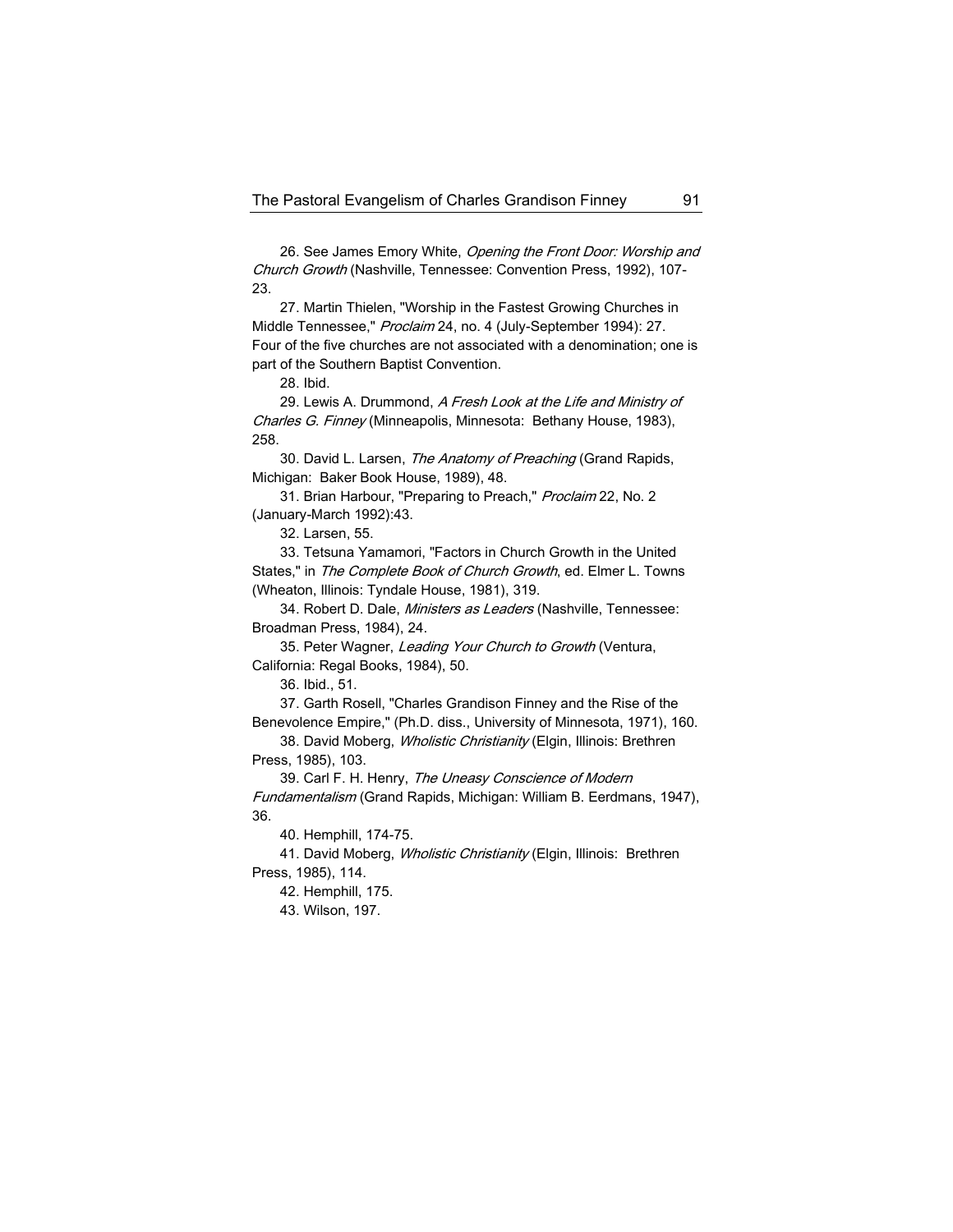26. See James Emory White, *Opening the Front Door: Worship and Church Growth* (Nashville, Tennessee: Convention Press, 1992), 107-23.

27. Martin Thielen, "Worship in the Fastest Growing Churches in Middle Tennessee," *Proclaim* 24, no. 4 (July-September 1994): 27. Four of the five churches are not associated with a denomination; one is part of the Southern Baptist Convention.

28. Ibid.

29. Lewis A. Drummond, *A Fresh Look at the Life and Ministry of Charles G. Finney* (Minneapolis, Minnesota: Bethany House, 1983), 258.

30. David L. Larsen, *The Anatomy of Preaching* (Grand Rapids, Michigan: Baker Book House, 1989), 48.

31. Brian Harbour, "Preparing to Preach," *Proclaim* 22, No. 2 (January-March 1992):43.

32. Larsen, 55.

33. Tetsuna Yamamori, "Factors in Church Growth in the United States," in *The Complete Book of Church Growth*, ed. Elmer L. Towns (Wheaton, Illinois: Tyndale House, 1981), 319.

34. Robert D. Dale, *Ministers as Leaders* (Nashville, Tennessee: Broadman Press, 1984), 24.

35. Peter Wagner, *Leading Your Church to Growth* (Ventura, California: Regal Books, 1984), 50.

36. Ibid., 51.

37. Garth Rosell, "Charles Grandison Finney and the Rise of the Benevolence Empire," (Ph.D. diss., University of Minnesota, 1971), 160.

38. David Moberg, *Wholistic Christianity* (Elgin, Illinois: Brethren Press, 1985), 103.

39. Carl F. H. Henry, *The Uneasy Conscience of Modern Fundamentalism* (Grand Rapids, Michigan: William B. Eerdmans, 1947), 36.

40. Hemphill, 174-75.

41. David Moberg, *Wholistic Christianity* (Elgin, Illinois: Brethren Press, 1985), 114.

42. Hemphill, 175.

43. Wilson, 197.